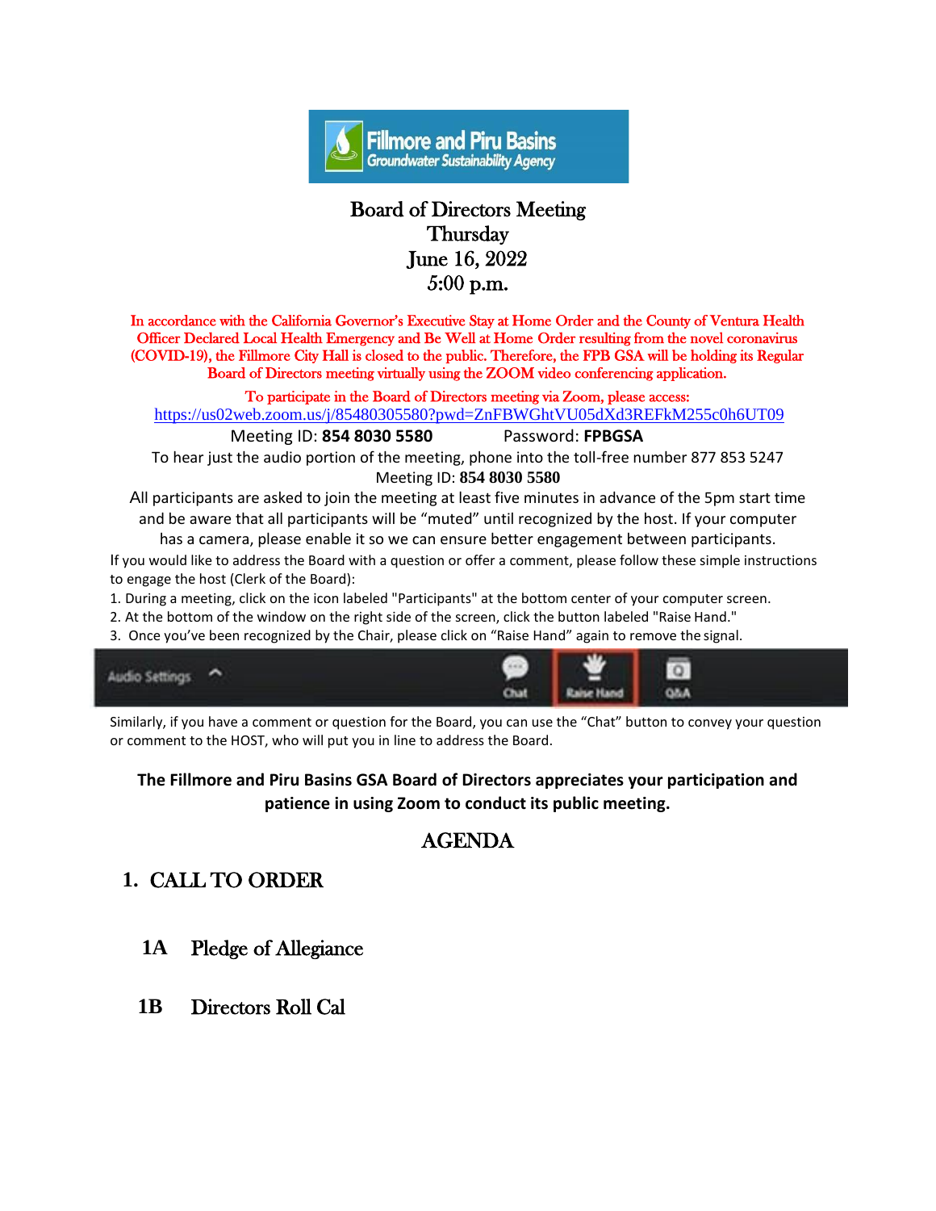Fillmore and Piru Basins Groundwater Sustainability Agency

# Board of Directors Meeting

**Thursday**

**June 16, 2022**

**5:00 p.m.**

In accordance with the California Governor's Executive Stay at Home Order and the County of Ventura Health Officer Declared Local Health Emergency and Be Well at Home Order resulting from the novel coronavirus (COVID-19), the Fillmore City Hall is closed to the public. Therefore, the FPB GSA will be holding its Regular Board of Directors meeting virtually using the ZOOM video conferencing application.

To participate in the Board of Directors meeting via Zoom, please access:
https://us02web.zoom.us/j/85480305580?pwd=ZnFBWGhtVU05dXd3REFkM255c0h6UT09

Meeting ID: **854 8030 5580** Password: **FPBGSA**

To hear just the audio portion of the meeting, phone into the toll-free number 877 853 5247

Meeting ID: **854 8030 5580**

All participants are asked to join the meeting at least five minutes in advance of the 5pm start time and be aware that all participants will be "muted" until recognized by the host. If your computer has a camera, please enable it so we can ensure better engagement between participants.

If you would like to address the Board with a question or offer a comment, please follow these simple instructions to engage the host (Clerk of the Board):

1. During a meeting, click on the icon labeled "Participants" at the bottom center of your computer screen.
2. At the bottom of the window on the right side of the screen, click the button labeled "Raise Hand."
3. Once you've been recognized by the Chair, please click on "Raise Hand" again to remove the signal.

Audio Settings ^ Chat Raise Hand Q&A

Similarly, if you have a comment or question for the Board, you can use the "Chat" button to convey your question or comment to the HOST, who will put you in line to address the Board.

**The Fillmore and Piru Basins GSA Board of Directors appreciates your participation and patience in using Zoom to conduct its public meeting.**

## AGENDA

### 1. CALL TO ORDER

**1A** Pledge of Allegiance

**1B** Directors Roll Cal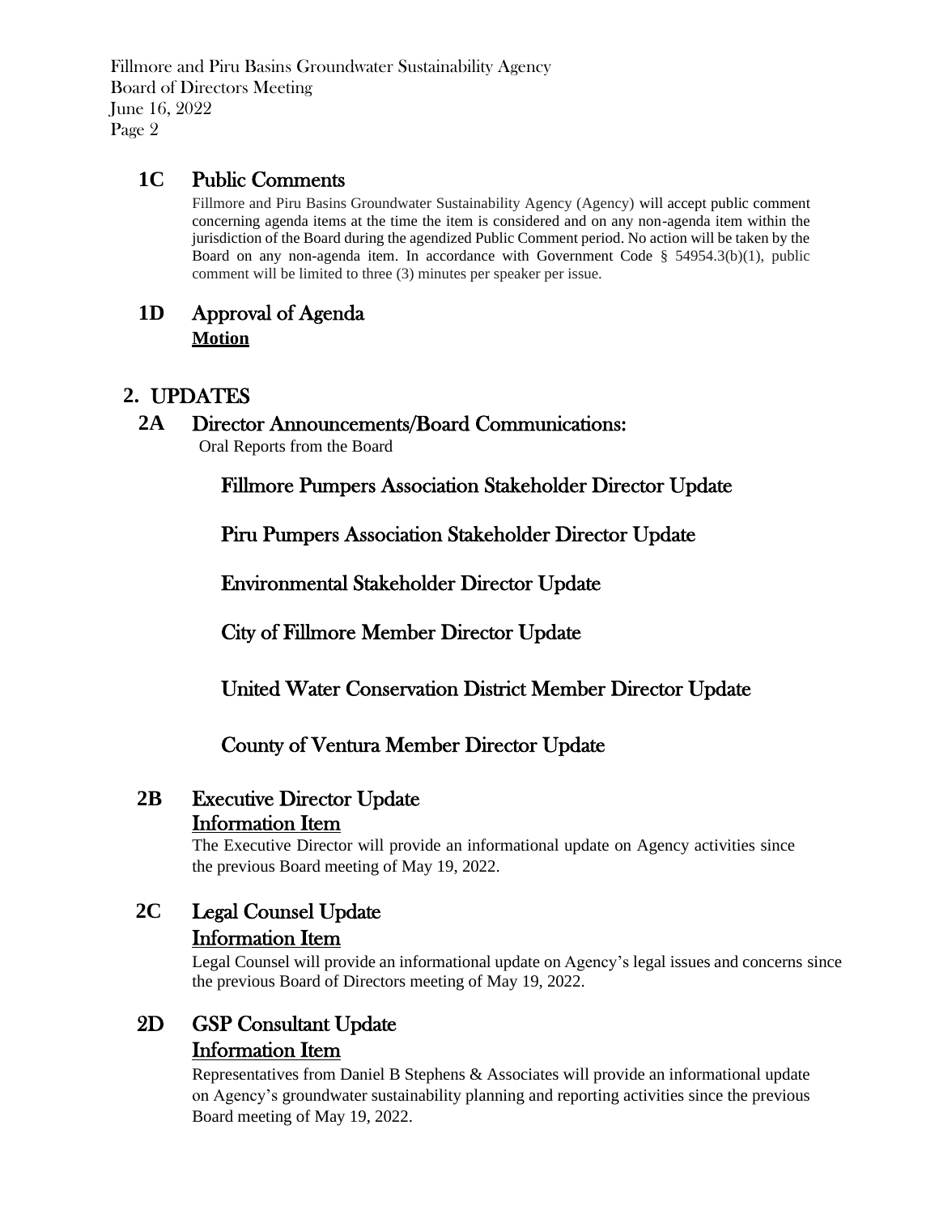## 1C Public Comments

Fillmore and Piru Basins Groundwater Sustainability Agency (Agency) will accept public comment concerning agenda items at the time the item is considered and on any non-agenda item within the jurisdiction of the Board during the agendized Public Comment period. No action will be taken by the Board on any non-agenda item. In accordance with Government Code § 54954.3(b)(1), public comment will be limited to three (3) minutes per speaker per issue.

## 1D Approval of Agenda

**Motion**

# 2. UPDATES

## 2A Director Announcements/Board Communications:

Oral Reports from the Board

### Fillmore Pumpers Association Stakeholder Director Update

### Piru Pumpers Association Stakeholder Director Update

### Environmental Stakeholder Director Update

### City of Fillmore Member Director Update

### United Water Conservation District Member Director Update

### County of Ventura Member Director Update

## 2B Executive Director Update

**Information Item**

The Executive Director will provide an informational update on Agency activities since the previous Board meeting of May 19, 2022.

## 2C Legal Counsel Update

**Information Item**

Legal Counsel will provide an informational update on Agency's legal issues and concerns since the previous Board of Directors meeting of May 19, 2022.

## 2D GSP Consultant Update

**Information Item**

Representatives from Daniel B Stephens & Associates will provide an informational update on Agency's groundwater sustainability planning and reporting activities since the previous Board meeting of May 19, 2022.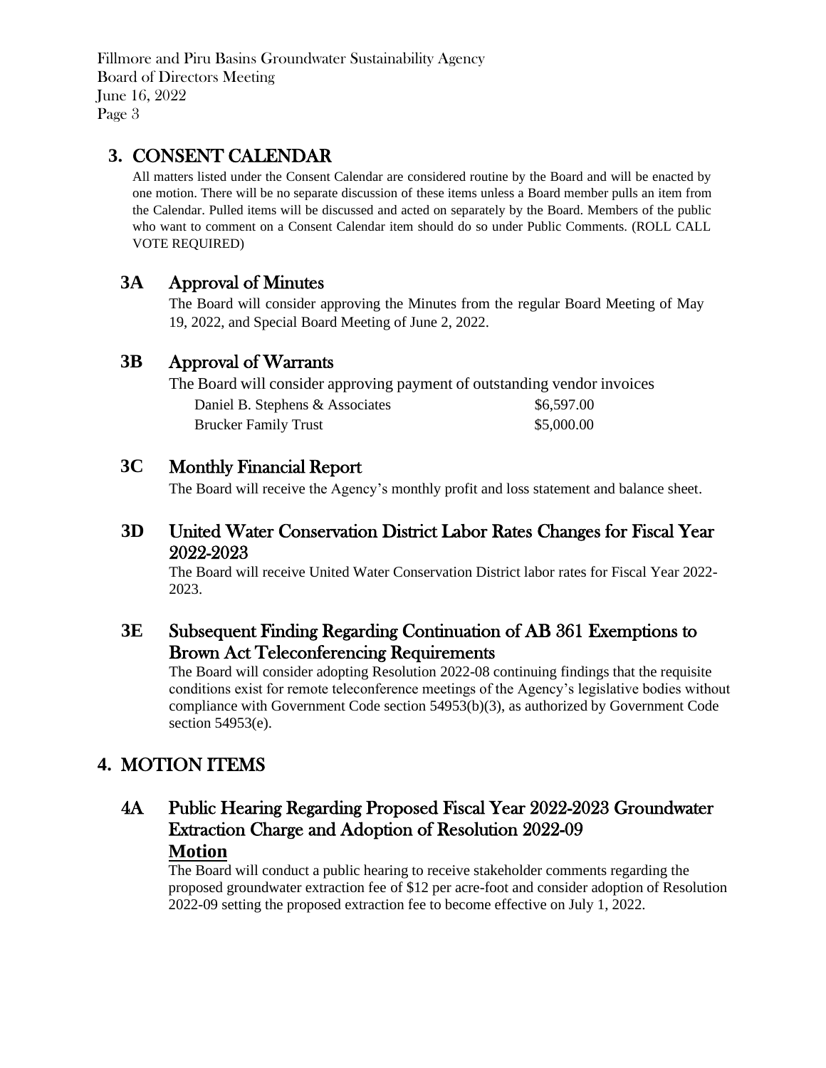## 3. CONSENT CALENDAR

All matters listed under the Consent Calendar are considered routine by the Board and will be enacted by one motion. There will be no separate discussion of these items unless a Board member pulls an item from the Calendar. Pulled items will be discussed and acted on separately by the Board. Members of the public who want to comment on a Consent Calendar item should do so under Public Comments. (ROLL CALL VOTE REQUIRED)

### 3A Approval of Minutes

The Board will consider approving the Minutes from the regular Board Meeting of May 19, 2022, and Special Board Meeting of June 2, 2022.

### 3B Approval of Warrants

The Board will consider approving payment of outstanding vendor invoices

| | |
|---|---|
| Daniel B. Stephens & Associates | $6,597.00 |
| Brucker Family Trust | $5,000.00 |

### 3C Monthly Financial Report

The Board will receive the Agency's monthly profit and loss statement and balance sheet.

### 3D United Water Conservation District Labor Rates Changes for Fiscal Year 2022-2023

The Board will receive United Water Conservation District labor rates for Fiscal Year 2022-2023.

### 3E Subsequent Finding Regarding Continuation of AB 361 Exemptions to Brown Act Teleconferencing Requirements

The Board will consider adopting Resolution 2022-08 continuing findings that the requisite conditions exist for remote teleconference meetings of the Agency's legislative bodies without compliance with Government Code section 54953(b)(3), as authorized by Government Code section 54953(e).

## 4. MOTION ITEMS

### 4A Public Hearing Regarding Proposed Fiscal Year 2022-2023 Groundwater Extraction Charge and Adoption of Resolution 2022-09

**Motion**

The Board will conduct a public hearing to receive stakeholder comments regarding the proposed groundwater extraction fee of $12 per acre-foot and consider adoption of Resolution 2022-09 setting the proposed extraction fee to become effective on July 1, 2022.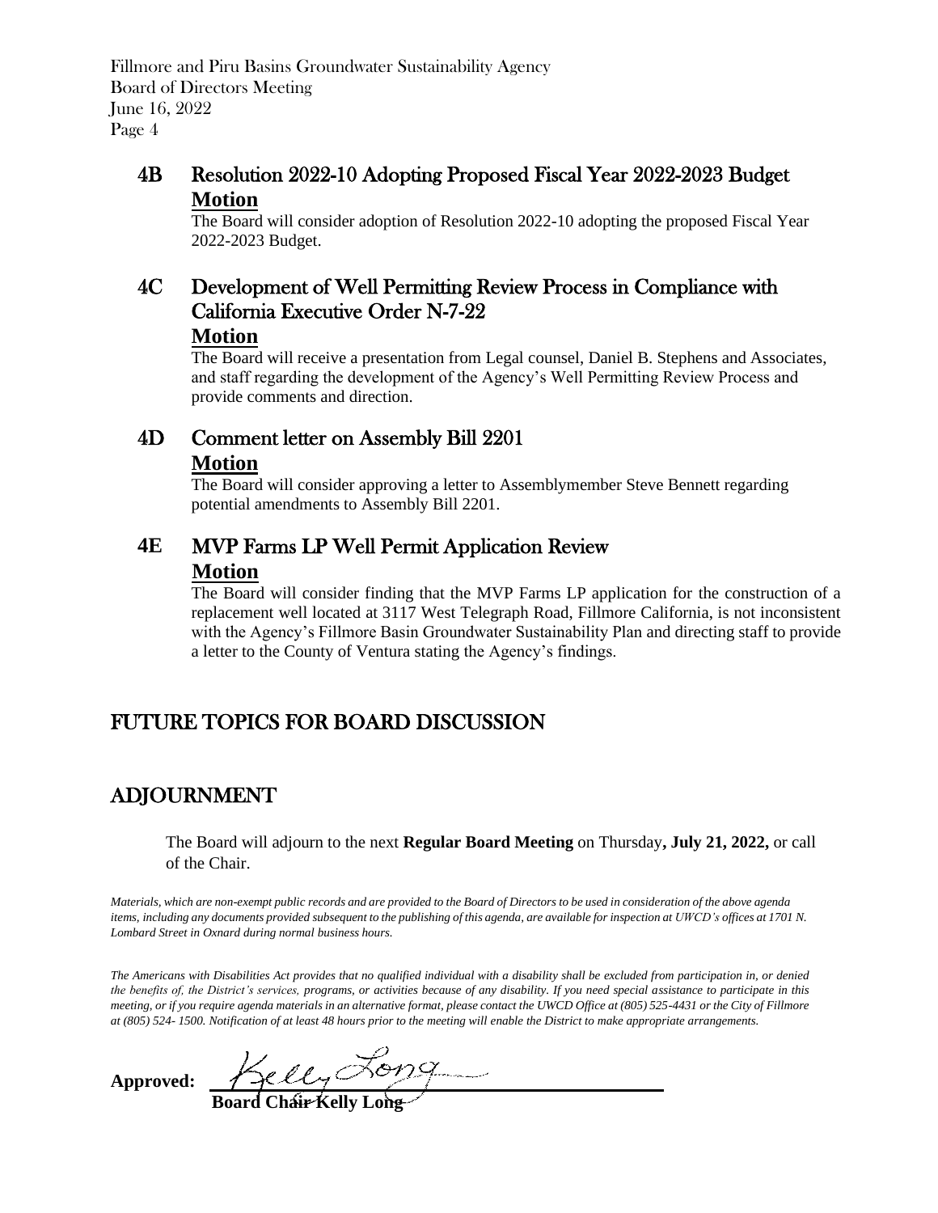## 4B Resolution 2022-10 Adopting Proposed Fiscal Year 2022-2023 Budget

**Motion**

The Board will consider adoption of Resolution 2022-10 adopting the proposed Fiscal Year 2022-2023 Budget.

## 4C Development of Well Permitting Review Process in Compliance with California Executive Order N-7-22

**Motion**

The Board will receive a presentation from Legal counsel, Daniel B. Stephens and Associates, and staff regarding the development of the Agency's Well Permitting Review Process and provide comments and direction.

## 4D Comment letter on Assembly Bill 2201

**Motion**

The Board will consider approving a letter to Assemblymember Steve Bennett regarding potential amendments to Assembly Bill 2201.

## 4E MVP Farms LP Well Permit Application Review

**Motion**

The Board will consider finding that the MVP Farms LP application for the construction of a replacement well located at 3117 West Telegraph Road, Fillmore California, is not inconsistent with the Agency's Fillmore Basin Groundwater Sustainability Plan and directing staff to provide a letter to the County of Ventura stating the Agency's findings.

# FUTURE TOPICS FOR BOARD DISCUSSION

# ADJOURNMENT

The Board will adjourn to the next **Regular Board Meeting** on Thursday**, July 21, 2022,** or call of the Chair.

*Materials, which are non-exempt public records and are provided to the Board of Directors to be used in consideration of the above agenda items, including any documents provided subsequent to the publishing of this agenda, are available for inspection at UWCD's offices at 1701 N. Lombard Street in Oxnard during normal business hours.*

*The Americans with Disabilities Act provides that no qualified individual with a disability shall be excluded from participation in, or denied the benefits of, the District's services, programs, or activities because of any disability. If you need special assistance to participate in this meeting, or if you require agenda materials in an alternative format, please contact the UWCD Office at (805) 525-4431 or the City of Fillmore at (805) 524- 1500. Notification of at least 48 hours prior to the meeting will enable the District to make appropriate arrangements.*

**Approved:** Kelly Long

**Board Chair Kelly Long**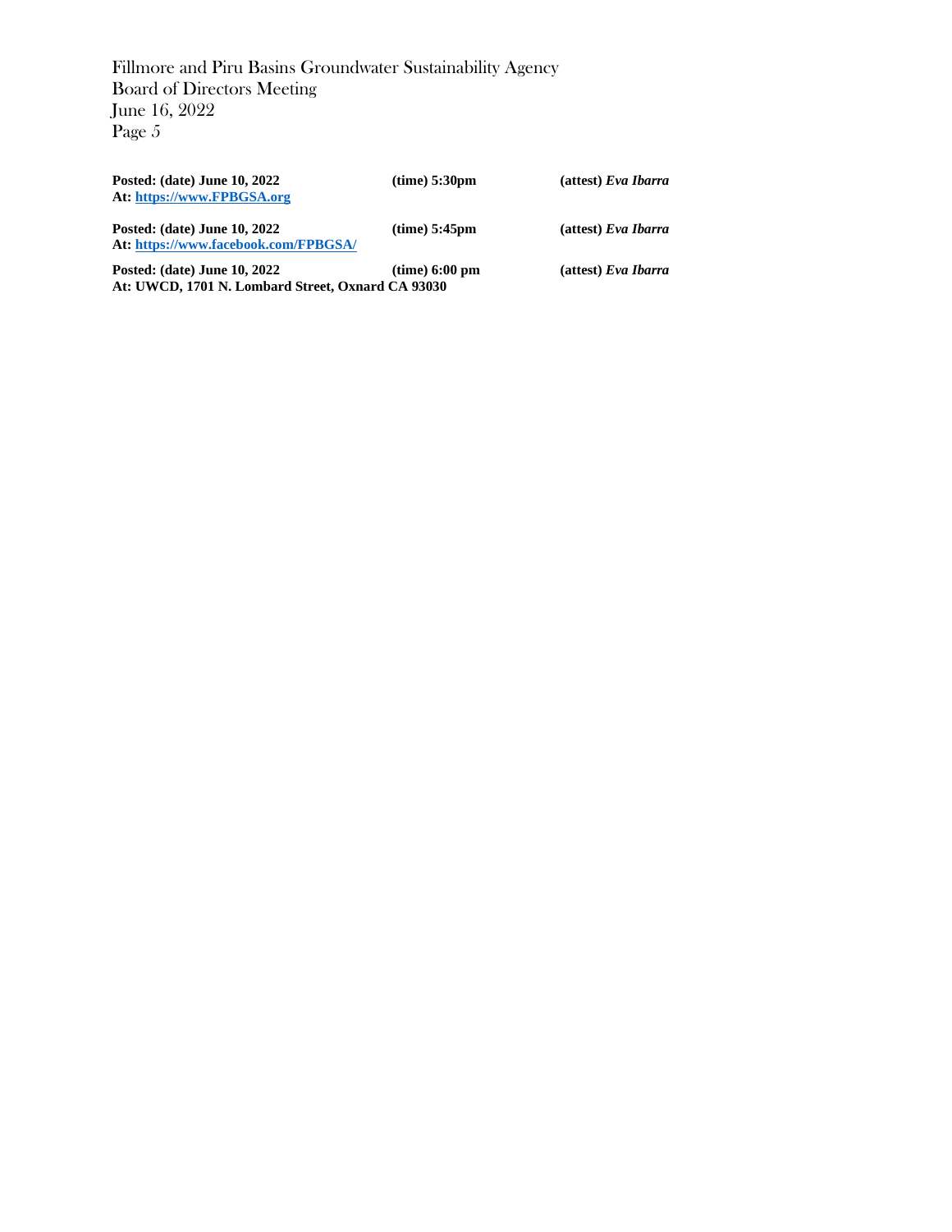**Posted: (date) June 10, 2022** **(time) 5:30pm** **(attest)** ***Eva Ibarra***
**At: [https://www.FPBGSA.org](https://www.FPBGSA.org)**

**Posted: (date) June 10, 2022** **(time) 5:45pm** **(attest)** ***Eva Ibarra***
**At: [https://www.facebook.com/FPBGSA/](https://www.facebook.com/FPBGSA/)**

**Posted: (date) June 10, 2022** **(time) 6:00 pm** **(attest)** ***Eva Ibarra***
**At: UWCD, 1701 N. Lombard Street, Oxnard CA 93030**